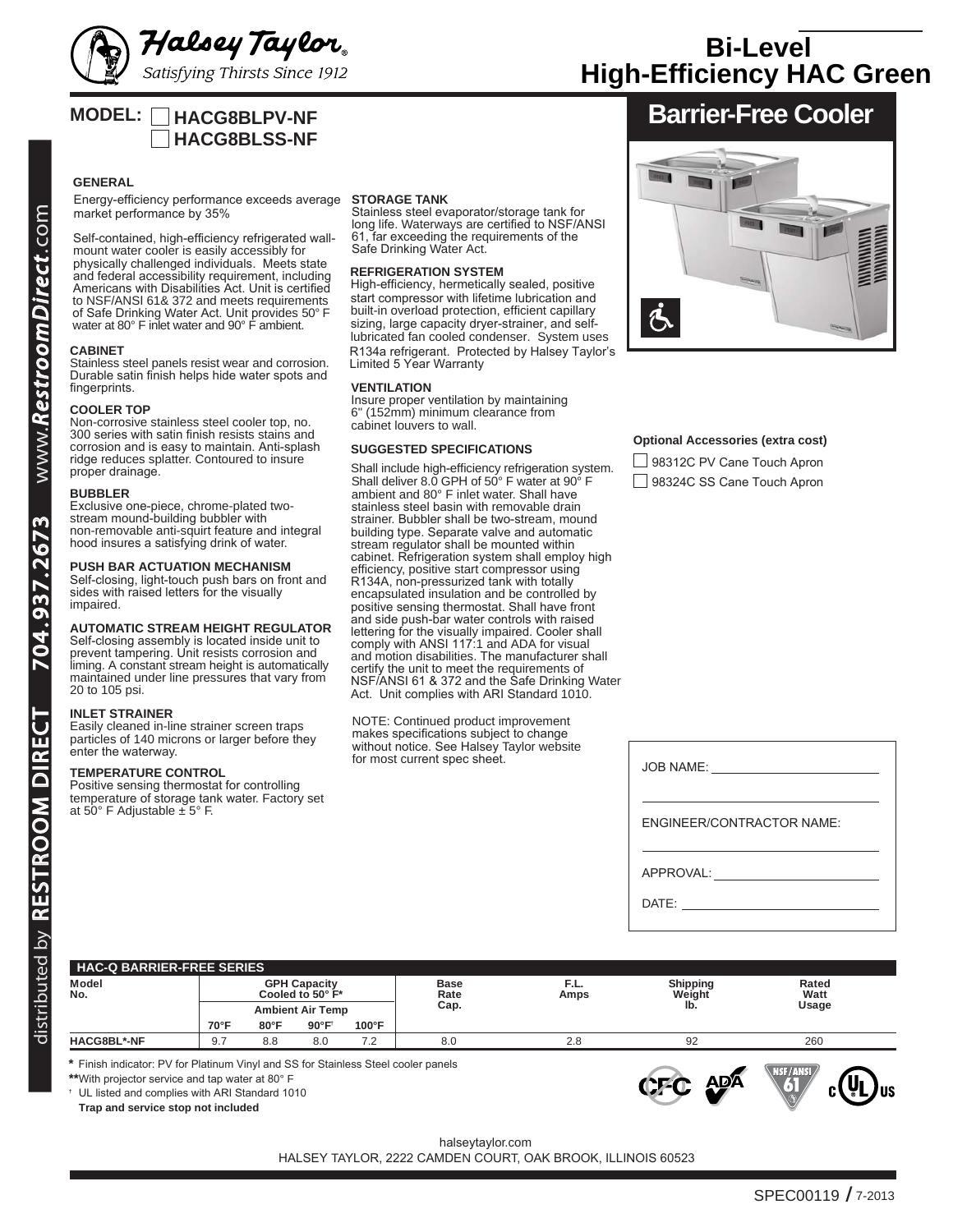Halsey Taylor
*Satisfying Thirsts Since 1912*

# Bi-Level High-Efficiency HAC Green

## Barrier-Free Cooler

**MODEL:** ☐ **HACG8BLPV-NF**
☐ **HACG8BLSS-NF**

### GENERAL

Energy-efficiency performance exceeds average market performance by 35%

Self-contained, high-efficiency refrigerated wall-mount water cooler is easily accessible for physically challenged individuals. Meets state and federal accessibility requirement, including Americans with Disabilities Act. Unit is certified to NSF/ANSI 61& 372 and meets requirements of Safe Drinking Water Act. Unit provides 50° F water at 80° F inlet water and 90° F ambient.

### CABINET

Stainless steel panels resist wear and corrosion. Durable satin finish helps hide water spots and fingerprints.

### COOLER TOP

Non-corrosive stainless steel cooler top, no. 300 series with satin finish resists stains and corrosion and is easy to maintain. Anti-splash ridge reduces splatter. Contoured to insure proper drainage.

### BUBBLER

Exclusive one-piece, chrome-plated two-stream mound-building bubbler with non-removable anti-squirt feature and integral hood insures a satisfying drink of water.

### PUSH BAR ACTUATION MECHANISM

Self-closing, light-touch push bars on front and sides with raised letters for the visually impaired.

### AUTOMATIC STREAM HEIGHT REGULATOR

Self-closing assembly is located inside unit to prevent tampering. Unit resists corrosion and liming. A constant stream height is automatically maintained under line pressures that vary from 20 to 105 psi.

### INLET STRAINER

Easily cleaned in-line strainer screen traps particles of 140 microns or larger before they enter the waterway.

### TEMPERATURE CONTROL

Positive sensing thermostat for controlling temperature of storage tank water. Factory set at 50° F Adjustable ± 5° F.

### STORAGE TANK

Stainless steel evaporator/storage tank for long life. Waterways are certified to NSF/ANSI 61, far exceeding the requirements of the Safe Drinking Water Act.

### REFRIGERATION SYSTEM

High-efficiency, hermetically sealed, positive start compressor with lifetime lubrication and built-in overload protection, efficient capillary sizing, large capacity dryer-strainer, and self-lubricated fan cooled condenser. System uses R134a refrigerant. Protected by Halsey Taylor's Limited 5 Year Warranty

### VENTILATION

Insure proper ventilation by maintaining 6" (152mm) minimum clearance from cabinet louvers to wall.

### SUGGESTED SPECIFICATIONS

Shall include high-efficiency refrigeration system. Shall deliver 8.0 GPH of 50° F water at 90° F ambient and 80° F inlet water. Shall have stainless steel basin with removable drain strainer. Bubbler shall be two-stream, mound building type. Separate valve and automatic stream regulator shall be mounted within cabinet. Refrigeration system shall employ high efficiency, positive start compressor using R134A, non-pressurized tank with totally encapsulated insulation and be controlled by positive sensing thermostat. Shall have front and side push-bar water controls with raised lettering for the visually impaired. Cooler shall comply with ANSI 117:1 and ADA for visual and motion disabilities. The manufacturer shall certify the unit to meet the requirements of NSF/ANSI 61 & 372 and the Safe Drinking Water Act. Unit complies with ARI Standard 1010.

NOTE: Continued product improvement makes specifications subject to change without notice. See Halsey Taylor website for most current spec sheet.

**Optional Accessories (extra cost)**

☐ 98312C PV Cane Touch Apron
☐ 98324C SS Cane Touch Apron

JOB NAME: ____________________

ENGINEER/CONTRACTOR NAME: ____________________

APPROVAL: ____________________

DATE: ____________________

| HAC-Q BARRIER-FREE SERIES | | | | | | | | |
|---|---|---|---|---|---|---|---|---|
| Model No. | GPH Capacity Cooled to 50° F* | | | | Base Rate Cap. | F.L. Amps | Shipping Weight lb. | Rated Watt Usage |
| | Ambient Air Temp | | | | | | | |
| | 70°F | 80°F | 90°F† | 100°F | | | | |
| HACG8BL*-NF | 9.7 | 8.8 | 8.0 | 7.2 | 8.0 | 2.8 | 92 | 260 |

\* Finish indicator: PV for Platinum Vinyl and SS for Stainless Steel cooler panels
\*\*With projector service and tap water at 80° F
† UL listed and complies with ARI Standard 1010
**Trap and service stop not included**

halseytaylor.com
HALSEY TAYLOR, 2222 CAMDEN COURT, OAK BROOK, ILLINOIS 60523

SPEC00119 / 7-2013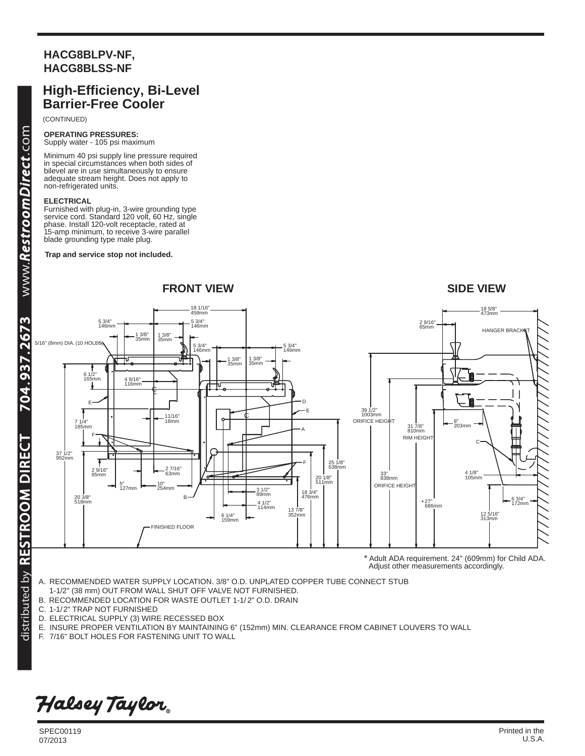**HACG8BLPV-NF,**
**HACG8BLSS-NF**

# High-Efficiency, Bi-Level Barrier-Free Cooler

(CONTINUED)

**OPERATING PRESSURES:**
Supply water - 105 psi maximum

Minimum 40 psi supply line pressure required in special circumstances when both sides of bilevel are in use simultaneously to ensure adequate stream height. Does not apply to non-refrigerated units.

**ELECTRICAL**
Furnished with plug-in, 3-wire grounding type service cord. Standard 120 volt, 60 Hz, single phase. Install 120-volt receptacle, rated at 15-amp minimum, to receive 3-wire parallel blade grounding type male plug.

**Trap and service stop not included.**

## FRONT VIEW

18 1/16"
459mm
5 3/4"
146mm
5 3/4"
146mm
1 3/8"
35mm
1 3/8"
35mm
5/16" (8mm) DIA. (10 HOLES)
5 3/4"
146mm
5 3/4"
146mm
1 3/8"
35mm
1 3/8"
35mm
6 1/2"
165mm
4 9/16"
116mm
C
E
D
E
C
11/16"
18mm
7 1/4"
185mm
A
F
37 1/2"
952mm
F
25 1/8"
638mm
2 9/16"
65mm
2 7/16"
63mm
20 1/8"
511mm
5"
127mm
10"
254mm
3 1/2"
89mm
18 3/4"
476mm
20 3/8"
518mm
B
4 1/2"
114mm
13 7/8"
352mm
6 1/4"
159mm
FINISHED FLOOR

## SIDE VIEW

18 5/8"
473mm
2 9/16"
65mm
HANGER BRACKET
39 1/2"
1003mm
ORIFICE HEIGHT
8"
203mm
31 7/8"
810mm
RIM HEIGHT
C
33"
838mm
ORIFICE HEIGHT
4 1/8"
105mm
* 27"
686mm
6 3/4"
172mm
12 5/16"
313mm

\* Adult ADA requirement. 24" (609mm) for Child ADA. Adjust other measurements accordingly.

A. RECOMMENDED WATER SUPPLY LOCATION. 3/8" O.D. UNPLATED COPPER TUBE CONNECT STUB 1-1/2" (38 mm) OUT FROM WALL SHUT OFF VALVE NOT FURNISHED.
B. RECOMMENDED LOCATION FOR WASTE OUTLET 1-1/2" O.D. DRAIN
C. 1-1/2" TRAP NOT FURNISHED
D. ELECTRICAL SUPPLY (3) WIRE RECESSED BOX
E. INSURE PROPER VENTILATION BY MAINTAINING 6" (152mm) MIN. CLEARANCE FROM CABINET LOUVERS TO WALL
F. 7/16" BOLT HOLES FOR FASTENING UNIT TO WALL

Halsey Taylor®

SPEC00119
07/2013

Printed in the U.S.A.